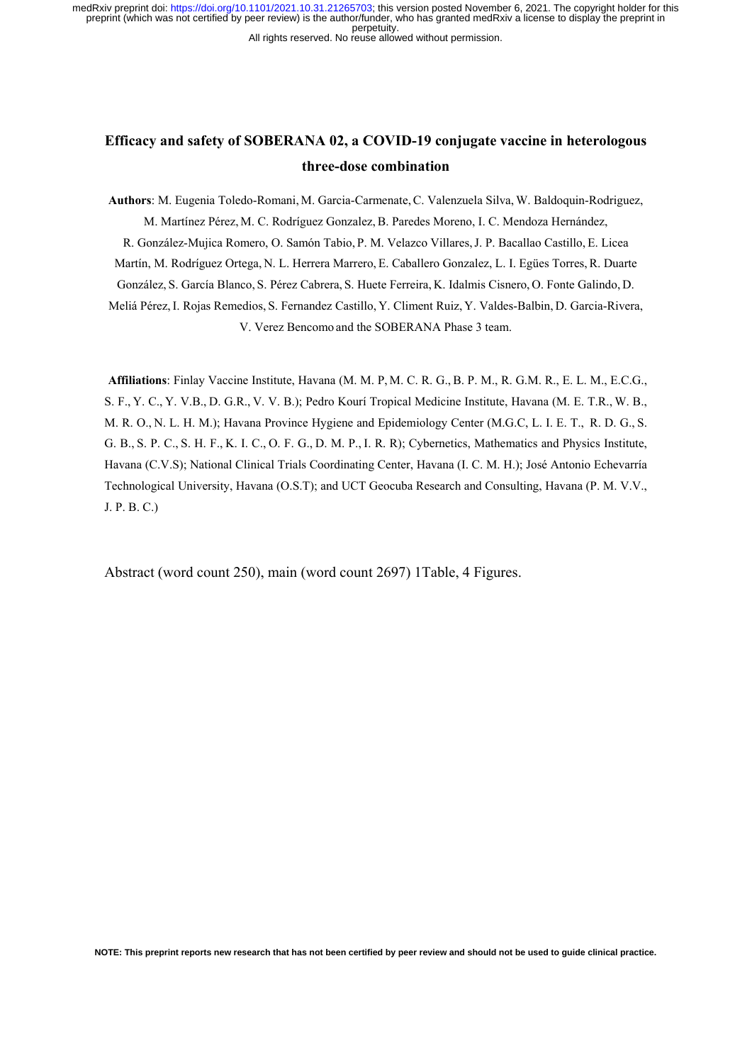# Efficacy and safety of SOBERANA 02, a COVID-19 conjugate vaccine in heterologous three-dose combination

**Authors**: M. Eugenia Toledo-Romani, M. Garcia-Carmenate, C. Valenzuela Silva, W. Baldoquin-Rodriguez, M. Martínez Pérez, M. C. Rodríguez Gonzalez, B. Paredes Moreno, I. C. Mendoza Hernández, R. González-Mujica Romero, O. Samón Tabio, P. M. Velazco Villares, J. P. Bacallao Castillo, E. Licea Martín, M. Rodríguez Ortega, N. L. Herrera Marrero, E. Caballero Gonzalez, L. I. Egües Torres, R. Duarte González, S. García Blanco, S. Pérez Cabrera, S. Huete Ferreira, K. Idalmis Cisnero, O. Fonte Galindo, D. Meliá Pérez, I. Rojas Remedios, S. Fernandez Castillo, Y. Climent Ruiz, Y. Valdes-Balbin, D. Garcia-Rivera, V. Verez Bencomo and the SOBERANA Phase 3 team.

**Affiliations**: Finlay Vaccine Institute, Havana (M. M. P, M. C. R. G., B. P. M., R. G.M. R., E. L. M., E.C.G., S. F., Y. C., Y. V.B., D. G.R., V. V. B.); Pedro Kourí Tropical Medicine Institute, Havana (M. E. T.R., W. B., M. R. O., N. L. H. M.); Havana Province Hygiene and Epidemiology Center (M.G.C, L. I. E. T., R. D. G., S. G. B., S. P. C., S. H. F., K. I. C., O. F. G., D. M. P., I. R. R); Cybernetics, Mathematics and Physics Institute, Havana (C.V.S); National Clinical Trials Coordinating Center, Havana (I. C. M. H.); José Antonio Echevarría Technological University, Havana (O.S.T); and UCT Geocuba Research and Consulting, Havana (P. M. V.V., J. P. B. C.)

Abstract (word count 250), main (word count 2697) 1Table, 4 Figures.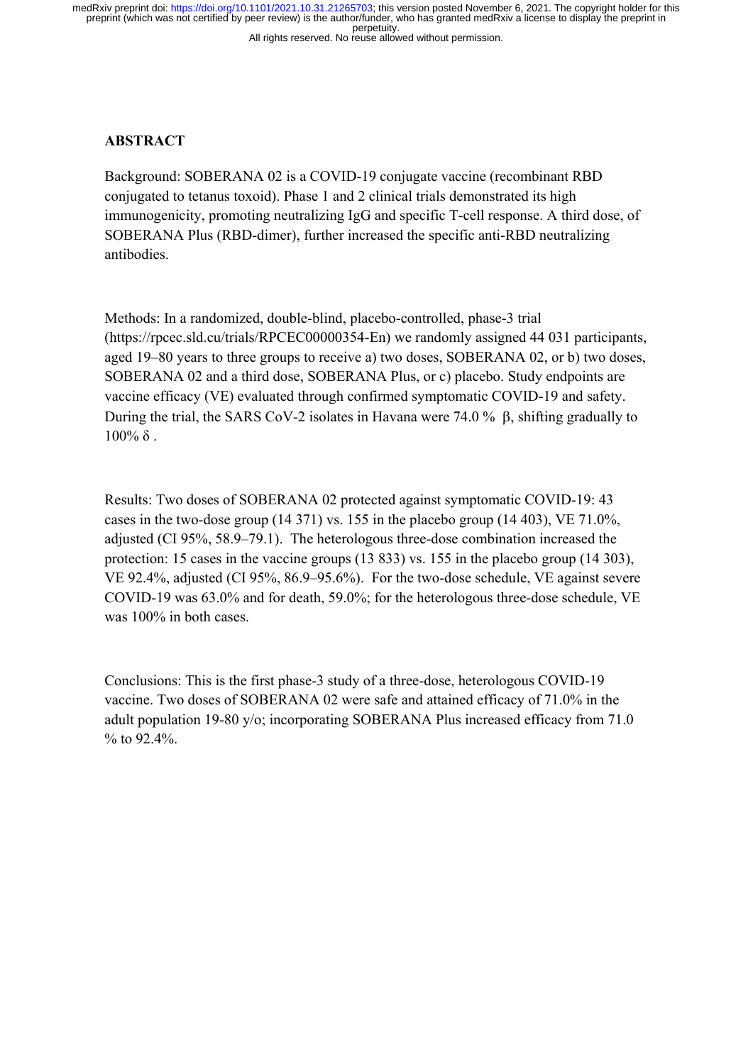## ABSTRACT

Background: SOBERANA 02 is a COVID-19 conjugate vaccine (recombinant RBD conjugated to tetanus toxoid). Phase 1 and 2 clinical trials demonstrated its high immunogenicity, promoting neutralizing IgG and specific T-cell response. A third dose, of SOBERANA Plus (RBD-dimer), further increased the specific anti-RBD neutralizing antibodies.

Methods: In a randomized, double-blind, placebo-controlled, phase-3 trial (https://rpcec.sld.cu/trials/RPCEC00000354-En) we randomly assigned 44 031 participants, aged 19–80 years to three groups to receive a) two doses, SOBERANA 02, or b) two doses, SOBERANA 02 and a third dose, SOBERANA Plus, or c) placebo. Study endpoints are vaccine efficacy (VE) evaluated through confirmed symptomatic COVID-19 and safety. During the trial, the SARS CoV-2 isolates in Havana were 74.0 % β, shifting gradually to 100% δ .

Results: Two doses of SOBERANA 02 protected against symptomatic COVID-19: 43 cases in the two-dose group (14 371) vs. 155 in the placebo group (14 403), VE 71.0%, adjusted (CI 95%, 58.9–79.1). The heterologous three-dose combination increased the protection: 15 cases in the vaccine groups (13 833) vs. 155 in the placebo group (14 303), VE 92.4%, adjusted (CI 95%, 86.9–95.6%). For the two-dose schedule, VE against severe COVID-19 was 63.0% and for death, 59.0%; for the heterologous three-dose schedule, VE was 100% in both cases.

Conclusions: This is the first phase-3 study of a three-dose, heterologous COVID-19 vaccine. Two doses of SOBERANA 02 were safe and attained efficacy of 71.0% in the adult population 19-80 y/o; incorporating SOBERANA Plus increased efficacy from 71.0 % to 92.4%.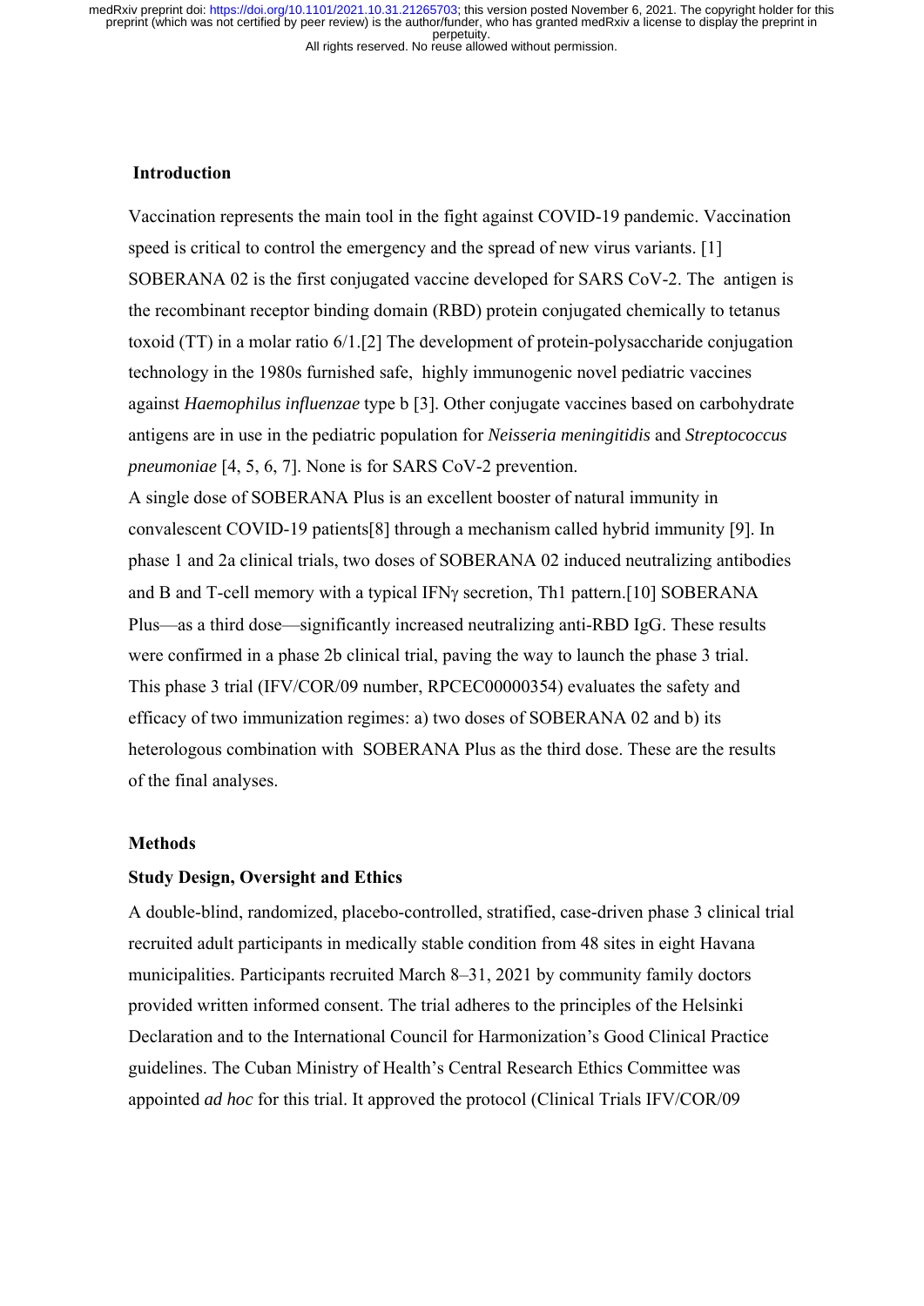## Introduction

Vaccination represents the main tool in the fight against COVID-19 pandemic. Vaccination speed is critical to control the emergency and the spread of new virus variants. [1] SOBERANA 02 is the first conjugated vaccine developed for SARS CoV-2. The antigen is the recombinant receptor binding domain (RBD) protein conjugated chemically to tetanus toxoid (TT) in a molar ratio 6/1.[2] The development of protein-polysaccharide conjugation technology in the 1980s furnished safe, highly immunogenic novel pediatric vaccines against *Haemophilus influenzae* type b [3]. Other conjugate vaccines based on carbohydrate antigens are in use in the pediatric population for *Neisseria meningitidis* and *Streptococcus pneumoniae* [4, 5, 6, 7]. None is for SARS CoV-2 prevention.

A single dose of SOBERANA Plus is an excellent booster of natural immunity in convalescent COVID-19 patients[8] through a mechanism called hybrid immunity [9]. In phase 1 and 2a clinical trials, two doses of SOBERANA 02 induced neutralizing antibodies and B and T-cell memory with a typical IFNγ secretion, Th1 pattern.[10] SOBERANA Plus—as a third dose—significantly increased neutralizing anti-RBD IgG. These results were confirmed in a phase 2b clinical trial, paving the way to launch the phase 3 trial. This phase 3 trial (IFV/COR/09 number, RPCEC00000354) evaluates the safety and efficacy of two immunization regimes: a) two doses of SOBERANA 02 and b) its heterologous combination with SOBERANA Plus as the third dose. These are the results of the final analyses.

## Methods

### Study Design, Oversight and Ethics

A double-blind, randomized, placebo-controlled, stratified, case-driven phase 3 clinical trial recruited adult participants in medically stable condition from 48 sites in eight Havana municipalities. Participants recruited March 8–31, 2021 by community family doctors provided written informed consent. The trial adheres to the principles of the Helsinki Declaration and to the International Council for Harmonization's Good Clinical Practice guidelines. The Cuban Ministry of Health's Central Research Ethics Committee was appointed *ad hoc* for this trial. It approved the protocol (Clinical Trials IFV/COR/09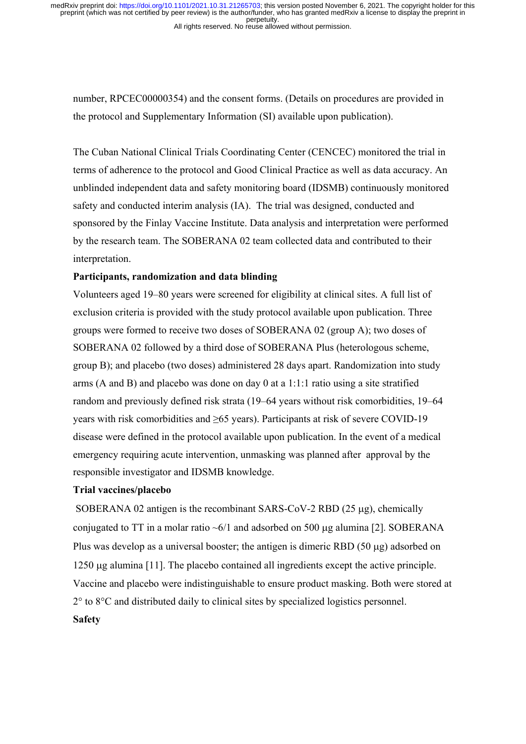number, RPCEC00000354) and the consent forms. (Details on procedures are provided in the protocol and Supplementary Information (SI) available upon publication).

The Cuban National Clinical Trials Coordinating Center (CENCEC) monitored the trial in terms of adherence to the protocol and Good Clinical Practice as well as data accuracy. An unblinded independent data and safety monitoring board (IDSMB) continuously monitored safety and conducted interim analysis (IA). The trial was designed, conducted and sponsored by the Finlay Vaccine Institute. Data analysis and interpretation were performed by the research team. The SOBERANA 02 team collected data and contributed to their interpretation.

**Participants, randomization and data blinding**

Volunteers aged 19–80 years were screened for eligibility at clinical sites. A full list of exclusion criteria is provided with the study protocol available upon publication. Three groups were formed to receive two doses of SOBERANA 02 (group A); two doses of SOBERANA 02 followed by a third dose of SOBERANA Plus (heterologous scheme, group B); and placebo (two doses) administered 28 days apart. Randomization into study arms (A and B) and placebo was done on day 0 at a 1:1:1 ratio using a site stratified random and previously defined risk strata (19–64 years without risk comorbidities, 19–64 years with risk comorbidities and ≥65 years). Participants at risk of severe COVID-19 disease were defined in the protocol available upon publication. In the event of a medical emergency requiring acute intervention, unmasking was planned after approval by the responsible investigator and IDSMB knowledge.

**Trial vaccines/placebo**

SOBERANA 02 antigen is the recombinant SARS-CoV-2 RBD (25 μg), chemically conjugated to TT in a molar ratio ~6/1 and adsorbed on 500 μg alumina [2]. SOBERANA Plus was develop as a universal booster; the antigen is dimeric RBD (50 μg) adsorbed on 1250 μg alumina [11]. The placebo contained all ingredients except the active principle. Vaccine and placebo were indistinguishable to ensure product masking. Both were stored at 2° to 8°C and distributed daily to clinical sites by specialized logistics personnel.

**Safety**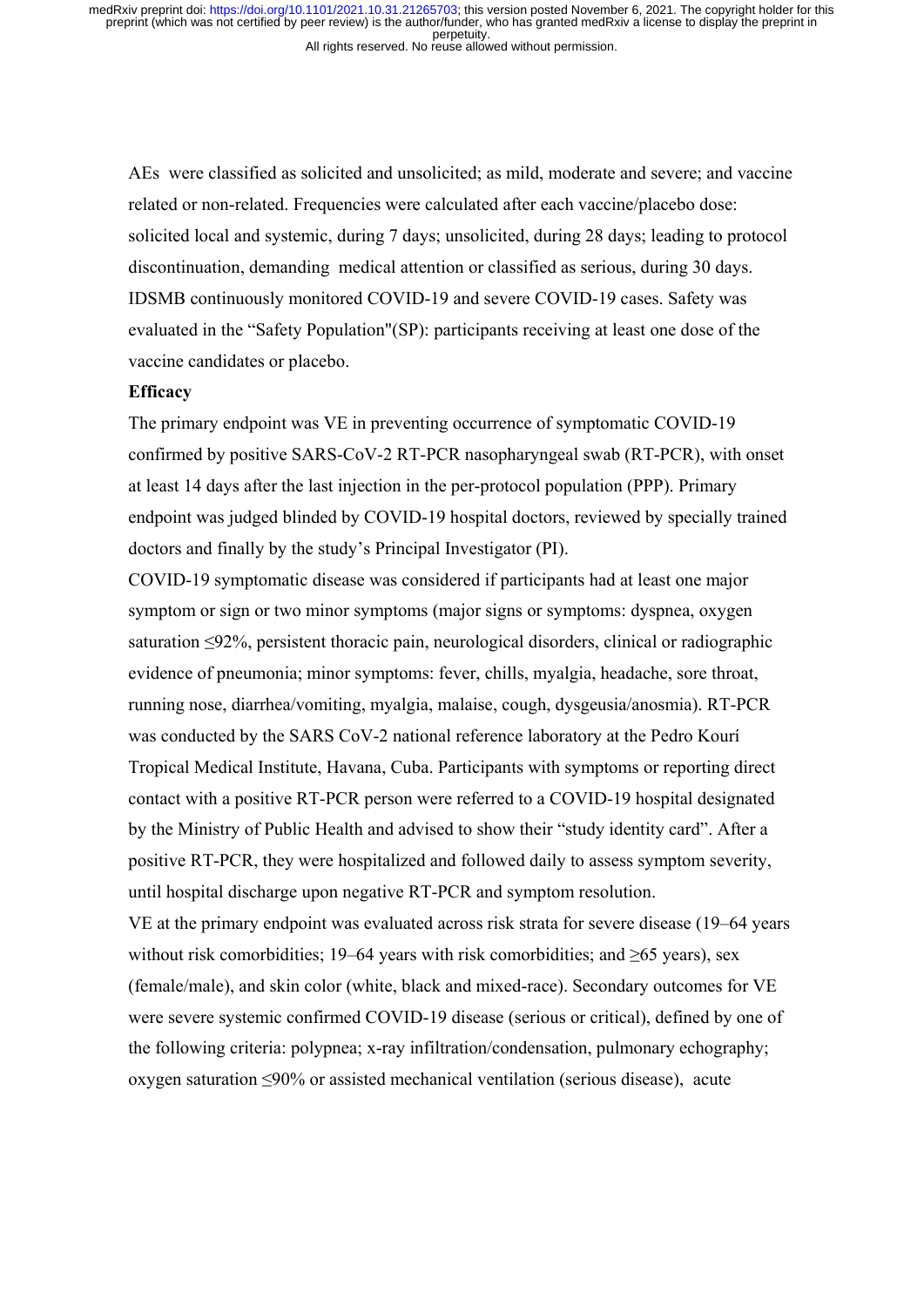AEs were classified as solicited and unsolicited; as mild, moderate and severe; and vaccine related or non-related. Frequencies were calculated after each vaccine/placebo dose: solicited local and systemic, during 7 days; unsolicited, during 28 days; leading to protocol discontinuation, demanding medical attention or classified as serious, during 30 days. IDSMB continuously monitored COVID-19 and severe COVID-19 cases. Safety was evaluated in the "Safety Population"(SP): participants receiving at least one dose of the vaccine candidates or placebo.

**Efficacy**

The primary endpoint was VE in preventing occurrence of symptomatic COVID-19 confirmed by positive SARS-CoV-2 RT-PCR nasopharyngeal swab (RT-PCR), with onset at least 14 days after the last injection in the per-protocol population (PPP). Primary endpoint was judged blinded by COVID-19 hospital doctors, reviewed by specially trained doctors and finally by the study's Principal Investigator (PI).

COVID-19 symptomatic disease was considered if participants had at least one major symptom or sign or two minor symptoms (major signs or symptoms: dyspnea, oxygen saturation ≤92%, persistent thoracic pain, neurological disorders, clinical or radiographic evidence of pneumonia; minor symptoms: fever, chills, myalgia, headache, sore throat, running nose, diarrhea/vomiting, myalgia, malaise, cough, dysgeusia/anosmia). RT-PCR was conducted by the SARS CoV-2 national reference laboratory at the Pedro Kourí Tropical Medical Institute, Havana, Cuba. Participants with symptoms or reporting direct contact with a positive RT-PCR person were referred to a COVID-19 hospital designated by the Ministry of Public Health and advised to show their "study identity card". After a positive RT-PCR, they were hospitalized and followed daily to assess symptom severity, until hospital discharge upon negative RT-PCR and symptom resolution.

VE at the primary endpoint was evaluated across risk strata for severe disease (19–64 years without risk comorbidities; 19–64 years with risk comorbidities; and ≥65 years), sex (female/male), and skin color (white, black and mixed-race). Secondary outcomes for VE were severe systemic confirmed COVID-19 disease (serious or critical), defined by one of the following criteria: polypnea; x-ray infiltration/condensation, pulmonary echography; oxygen saturation ≤90% or assisted mechanical ventilation (serious disease), acute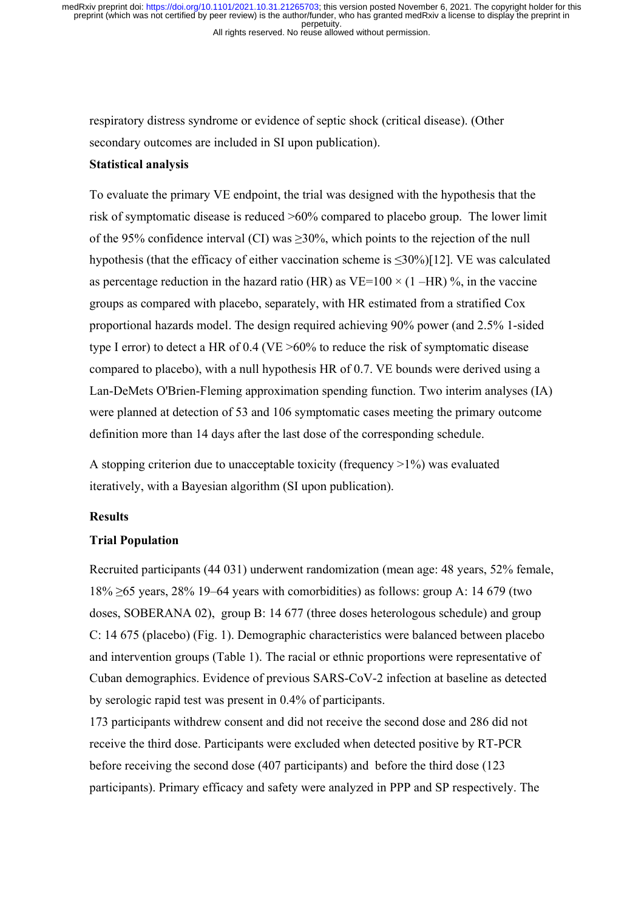respiratory distress syndrome or evidence of septic shock (critical disease). (Other secondary outcomes are included in SI upon publication).

**Statistical analysis**

To evaluate the primary VE endpoint, the trial was designed with the hypothesis that the risk of symptomatic disease is reduced >60% compared to placebo group. The lower limit of the 95% confidence interval (CI) was ≥30%, which points to the rejection of the null hypothesis (that the efficacy of either vaccination scheme is ≤30%)[12]. VE was calculated as percentage reduction in the hazard ratio (HR) as $VE=100 \times (1 - HR)$ %, in the vaccine groups as compared with placebo, separately, with HR estimated from a stratified Cox proportional hazards model. The design required achieving 90% power (and 2.5% 1-sided type I error) to detect a HR of 0.4 (VE >60% to reduce the risk of symptomatic disease compared to placebo), with a null hypothesis HR of 0.7. VE bounds were derived using a Lan-DeMets O'Brien-Fleming approximation spending function. Two interim analyses (IA) were planned at detection of 53 and 106 symptomatic cases meeting the primary outcome definition more than 14 days after the last dose of the corresponding schedule.

A stopping criterion due to unacceptable toxicity (frequency >1%) was evaluated iteratively, with a Bayesian algorithm (SI upon publication).

**Results**

**Trial Population**

Recruited participants (44 031) underwent randomization (mean age: 48 years, 52% female, 18% ≥65 years, 28% 19–64 years with comorbidities) as follows: group A: 14 679 (two doses, SOBERANA 02), group B: 14 677 (three doses heterologous schedule) and group C: 14 675 (placebo) (Fig. 1). Demographic characteristics were balanced between placebo and intervention groups (Table 1). The racial or ethnic proportions were representative of Cuban demographics. Evidence of previous SARS-CoV-2 infection at baseline as detected by serologic rapid test was present in 0.4% of participants.

173 participants withdrew consent and did not receive the second dose and 286 did not receive the third dose. Participants were excluded when detected positive by RT-PCR before receiving the second dose (407 participants) and before the third dose (123 participants). Primary efficacy and safety were analyzed in PPP and SP respectively. The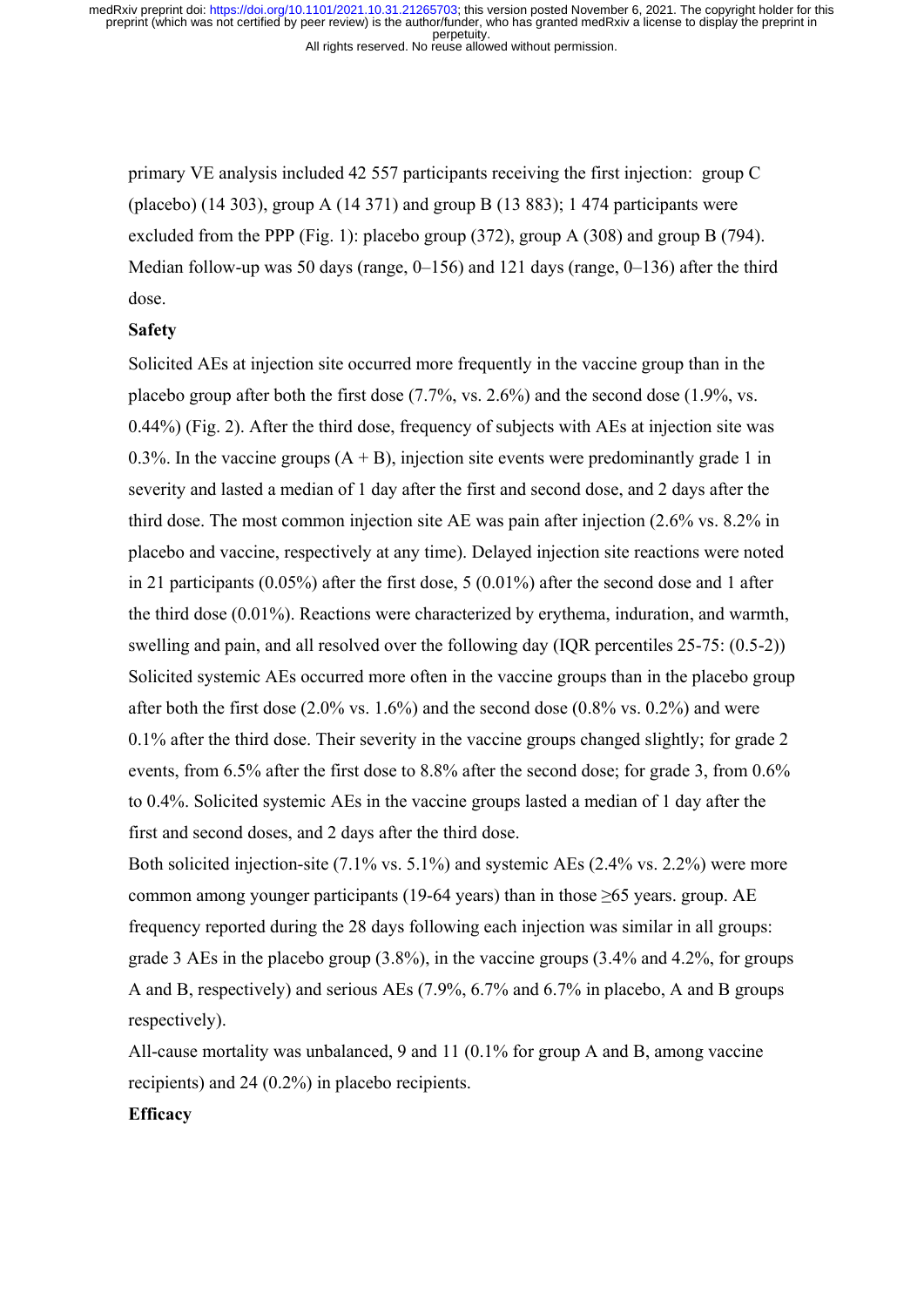primary VE analysis included 42 557 participants receiving the first injection: group C (placebo) (14 303), group A (14 371) and group B (13 883); 1 474 participants were excluded from the PPP (Fig. 1): placebo group (372), group A (308) and group B (794). Median follow-up was 50 days (range, 0–156) and 121 days (range, 0–136) after the third dose.

**Safety**

Solicited AEs at injection site occurred more frequently in the vaccine group than in the placebo group after both the first dose (7.7%, vs. 2.6%) and the second dose (1.9%, vs. 0.44%) (Fig. 2). After the third dose, frequency of subjects with AEs at injection site was 0.3%. In the vaccine groups (A + B), injection site events were predominantly grade 1 in severity and lasted a median of 1 day after the first and second dose, and 2 days after the third dose. The most common injection site AE was pain after injection (2.6% vs. 8.2% in placebo and vaccine, respectively at any time). Delayed injection site reactions were noted in 21 participants (0.05%) after the first dose, 5 (0.01%) after the second dose and 1 after the third dose (0.01%). Reactions were characterized by erythema, induration, and warmth, swelling and pain, and all resolved over the following day (IQR percentiles 25-75: (0.5-2)) Solicited systemic AEs occurred more often in the vaccine groups than in the placebo group after both the first dose (2.0% vs. 1.6%) and the second dose (0.8% vs. 0.2%) and were 0.1% after the third dose. Their severity in the vaccine groups changed slightly; for grade 2 events, from 6.5% after the first dose to 8.8% after the second dose; for grade 3, from 0.6% to 0.4%. Solicited systemic AEs in the vaccine groups lasted a median of 1 day after the first and second doses, and 2 days after the third dose.

Both solicited injection-site (7.1% vs. 5.1%) and systemic AEs (2.4% vs. 2.2%) were more common among younger participants (19-64 years) than in those ≥65 years. group. AE frequency reported during the 28 days following each injection was similar in all groups: grade 3 AEs in the placebo group (3.8%), in the vaccine groups (3.4% and 4.2%, for groups A and B, respectively) and serious AEs (7.9%, 6.7% and 6.7% in placebo, A and B groups respectively).

All-cause mortality was unbalanced, 9 and 11 (0.1% for group A and B, among vaccine recipients) and 24 (0.2%) in placebo recipients.

**Efficacy**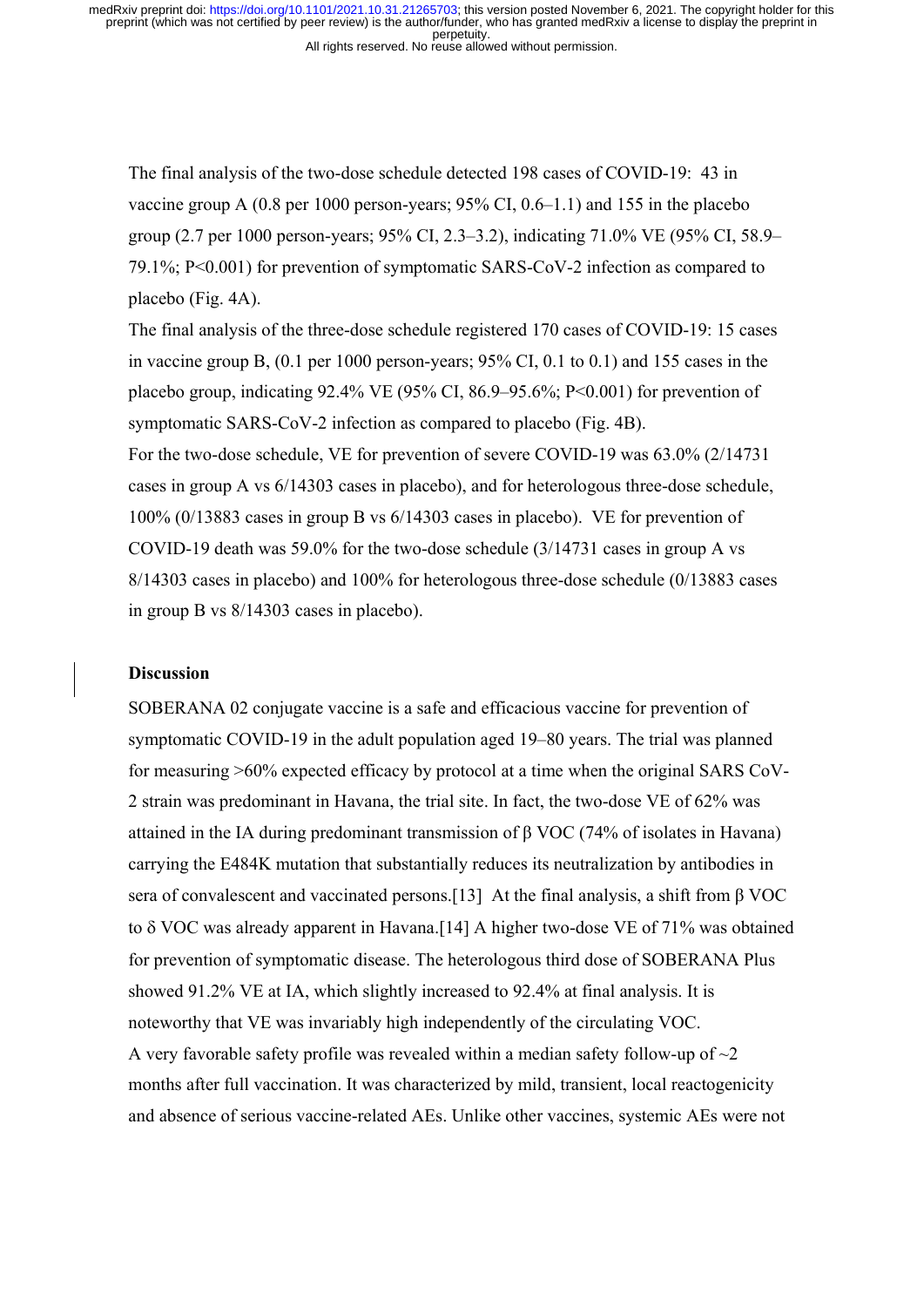The final analysis of the two-dose schedule detected 198 cases of COVID-19: 43 in vaccine group A (0.8 per 1000 person-years; 95% CI, 0.6–1.1) and 155 in the placebo group (2.7 per 1000 person-years; 95% CI, 2.3–3.2), indicating 71.0% VE (95% CI, 58.9–79.1%; P<0.001) for prevention of symptomatic SARS-CoV-2 infection as compared to placebo (Fig. 4A).

The final analysis of the three-dose schedule registered 170 cases of COVID-19: 15 cases in vaccine group B, (0.1 per 1000 person-years; 95% CI, 0.1 to 0.1) and 155 cases in the placebo group, indicating 92.4% VE (95% CI, 86.9–95.6%; P<0.001) for prevention of symptomatic SARS-CoV-2 infection as compared to placebo (Fig. 4B).

For the two-dose schedule, VE for prevention of severe COVID-19 was 63.0% (2/14731 cases in group A vs 6/14303 cases in placebo), and for heterologous three-dose schedule, 100% (0/13883 cases in group B vs 6/14303 cases in placebo). VE for prevention of COVID-19 death was 59.0% for the two-dose schedule (3/14731 cases in group A vs 8/14303 cases in placebo) and 100% for heterologous three-dose schedule (0/13883 cases in group B vs 8/14303 cases in placebo).

## Discussion

SOBERANA 02 conjugate vaccine is a safe and efficacious vaccine for prevention of symptomatic COVID-19 in the adult population aged 19–80 years. The trial was planned for measuring >60% expected efficacy by protocol at a time when the original SARS CoV-2 strain was predominant in Havana, the trial site. In fact, the two-dose VE of 62% was attained in the IA during predominant transmission of β VOC (74% of isolates in Havana) carrying the E484K mutation that substantially reduces its neutralization by antibodies in sera of convalescent and vaccinated persons.[13] At the final analysis, a shift from β VOC to δ VOC was already apparent in Havana.[14] A higher two-dose VE of 71% was obtained for prevention of symptomatic disease. The heterologous third dose of SOBERANA Plus showed 91.2% VE at IA, which slightly increased to 92.4% at final analysis. It is noteworthy that VE was invariably high independently of the circulating VOC.

A very favorable safety profile was revealed within a median safety follow-up of ~2 months after full vaccination. It was characterized by mild, transient, local reactogenicity and absence of serious vaccine-related AEs. Unlike other vaccines, systemic AEs were not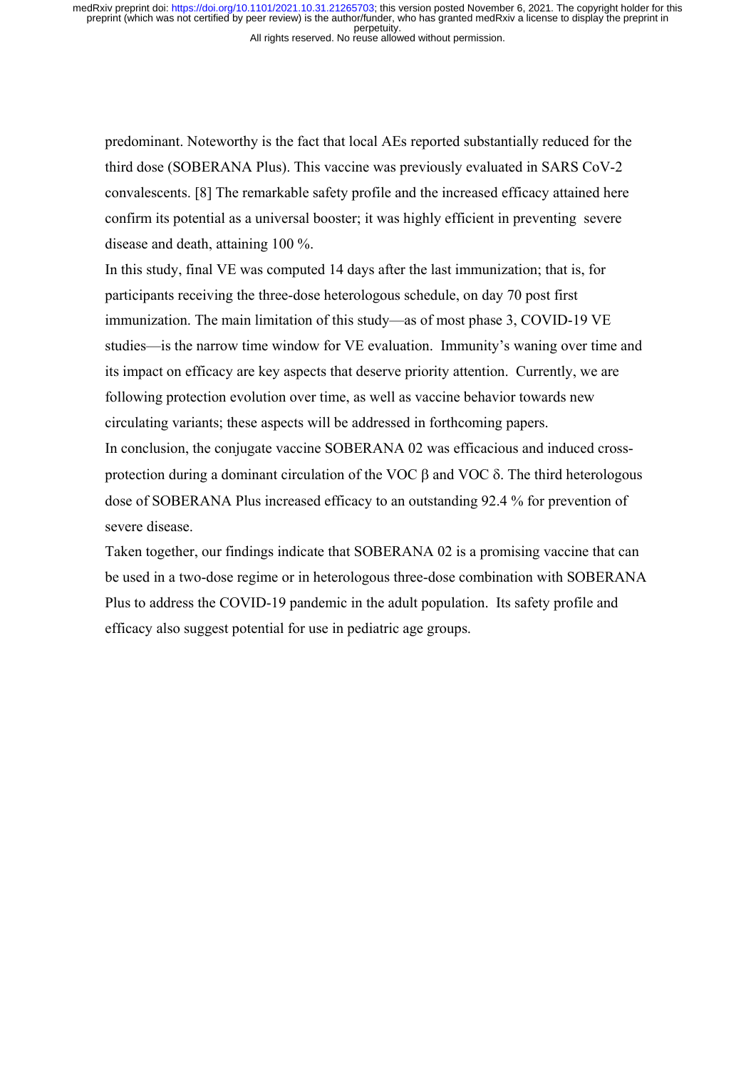predominant. Noteworthy is the fact that local AEs reported substantially reduced for the third dose (SOBERANA Plus). This vaccine was previously evaluated in SARS CoV-2 convalescents. [8] The remarkable safety profile and the increased efficacy attained here confirm its potential as a universal booster; it was highly efficient in preventing severe disease and death, attaining 100 %.

In this study, final VE was computed 14 days after the last immunization; that is, for participants receiving the three-dose heterologous schedule, on day 70 post first immunization. The main limitation of this study—as of most phase 3, COVID-19 VE studies—is the narrow time window for VE evaluation. Immunity's waning over time and its impact on efficacy are key aspects that deserve priority attention. Currently, we are following protection evolution over time, as well as vaccine behavior towards new circulating variants; these aspects will be addressed in forthcoming papers.

In conclusion, the conjugate vaccine SOBERANA 02 was efficacious and induced cross-protection during a dominant circulation of the VOC β and VOC δ. The third heterologous dose of SOBERANA Plus increased efficacy to an outstanding 92.4 % for prevention of severe disease.

Taken together, our findings indicate that SOBERANA 02 is a promising vaccine that can be used in a two-dose regime or in heterologous three-dose combination with SOBERANA Plus to address the COVID-19 pandemic in the adult population. Its safety profile and efficacy also suggest potential for use in pediatric age groups.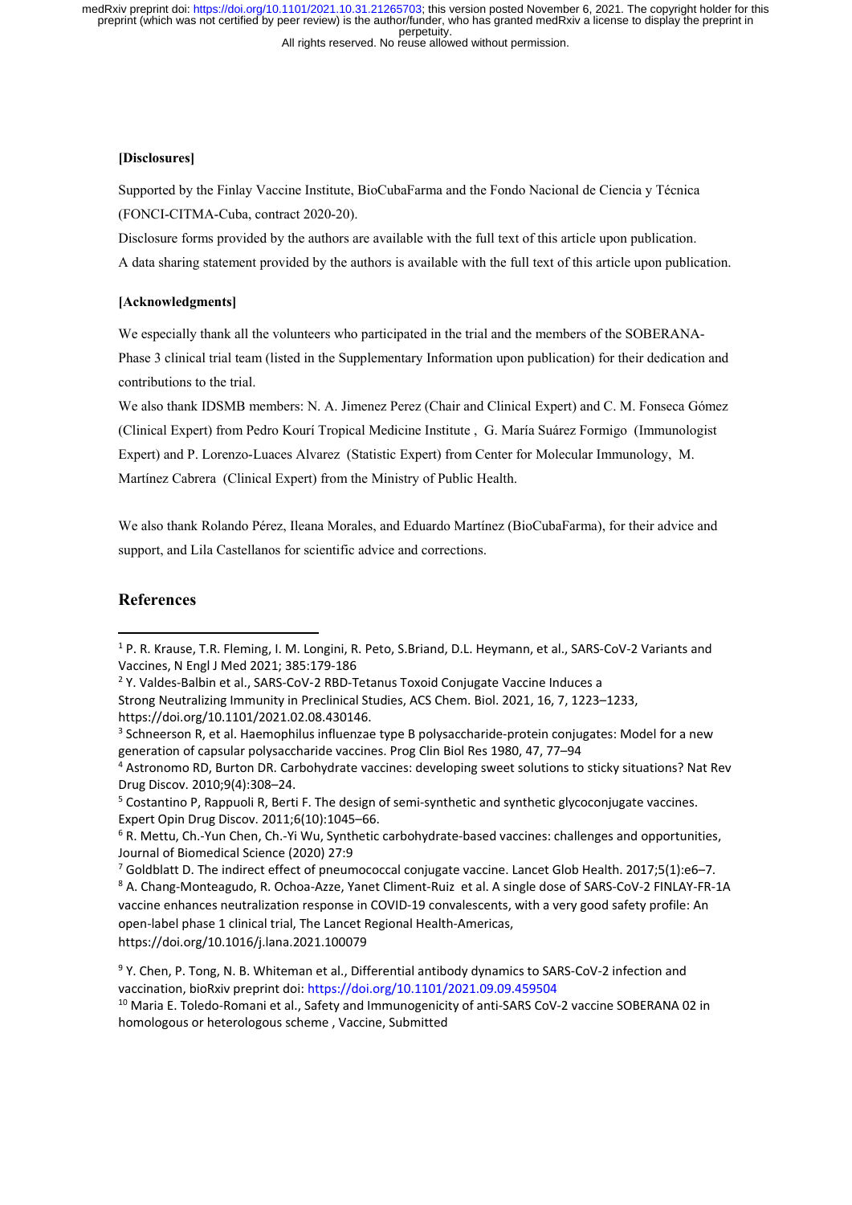**[Disclosures]**

Supported by the Finlay Vaccine Institute, BioCubaFarma and the Fondo Nacional de Ciencia y Técnica (FONCI-CITMA-Cuba, contract 2020-20).

Disclosure forms provided by the authors are available with the full text of this article upon publication.

A data sharing statement provided by the authors is available with the full text of this article upon publication.

**[Acknowledgments]**

We especially thank all the volunteers who participated in the trial and the members of the SOBERANA-Phase 3 clinical trial team (listed in the Supplementary Information upon publication) for their dedication and contributions to the trial.

We also thank IDSMB members: N. A. Jimenez Perez (Chair and Clinical Expert) and C. M. Fonseca Gómez (Clinical Expert) from Pedro Kourí Tropical Medicine Institute , G. María Suárez Formigo (Immunologist Expert) and P. Lorenzo-Luaces Alvarez (Statistic Expert) from Center for Molecular Immunology, M. Martínez Cabrera (Clinical Expert) from the Ministry of Public Health.

We also thank Rolando Pérez, Ileana Morales, and Eduardo Martínez (BioCubaFarma), for their advice and support, and Lila Castellanos for scientific advice and corrections.

## References

[1] P. R. Krause, T.R. Fleming, I. M. Longini, R. Peto, S.Briand, D.L. Heymann, et al., SARS-CoV-2 Variants and Vaccines, N Engl J Med 2021; 385:179-186

[2] Y. Valdes-Balbin et al., SARS-CoV-2 RBD-Tetanus Toxoid Conjugate Vaccine Induces a Strong Neutralizing Immunity in Preclinical Studies, ACS Chem. Biol. 2021, 16, 7, 1223–1233, https://doi.org/10.1101/2021.02.08.430146.

[3] Schneerson R, et al. Haemophilus influenzae type B polysaccharide-protein conjugates: Model for a new generation of capsular polysaccharide vaccines. Prog Clin Biol Res 1980, 47, 77–94

[4] Astronomo RD, Burton DR. Carbohydrate vaccines: developing sweet solutions to sticky situations? Nat Rev Drug Discov. 2010;9(4):308–24.

[5] Costantino P, Rappuoli R, Berti F. The design of semi-synthetic and synthetic glycoconjugate vaccines. Expert Opin Drug Discov. 2011;6(10):1045–66.

[6] R. Mettu, Ch.-Yun Chen, Ch.-Yi Wu, Synthetic carbohydrate-based vaccines: challenges and opportunities, Journal of Biomedical Science (2020) 27:9

[7] Goldblatt D. The indirect effect of pneumococcal conjugate vaccine. Lancet Glob Health. 2017;5(1):e6–7.

[8] A. Chang-Monteagudo, R. Ochoa-Azze, Yanet Climent-Ruiz et al. A single dose of SARS-CoV-2 FINLAY-FR-1A vaccine enhances neutralization response in COVID-19 convalescents, with a very good safety profile: An open-label phase 1 clinical trial, The Lancet Regional Health-Americas, https://doi.org/10.1016/j.lana.2021.100079

[9] Y. Chen, P. Tong, N. B. Whiteman et al., Differential antibody dynamics to SARS-CoV-2 infection and vaccination, bioRxiv preprint doi: https://doi.org/10.1101/2021.09.09.459504

[10] Maria E. Toledo-Romani et al., Safety and Immunogenicity of anti-SARS CoV-2 vaccine SOBERANA 02 in homologous or heterologous scheme , Vaccine, Submitted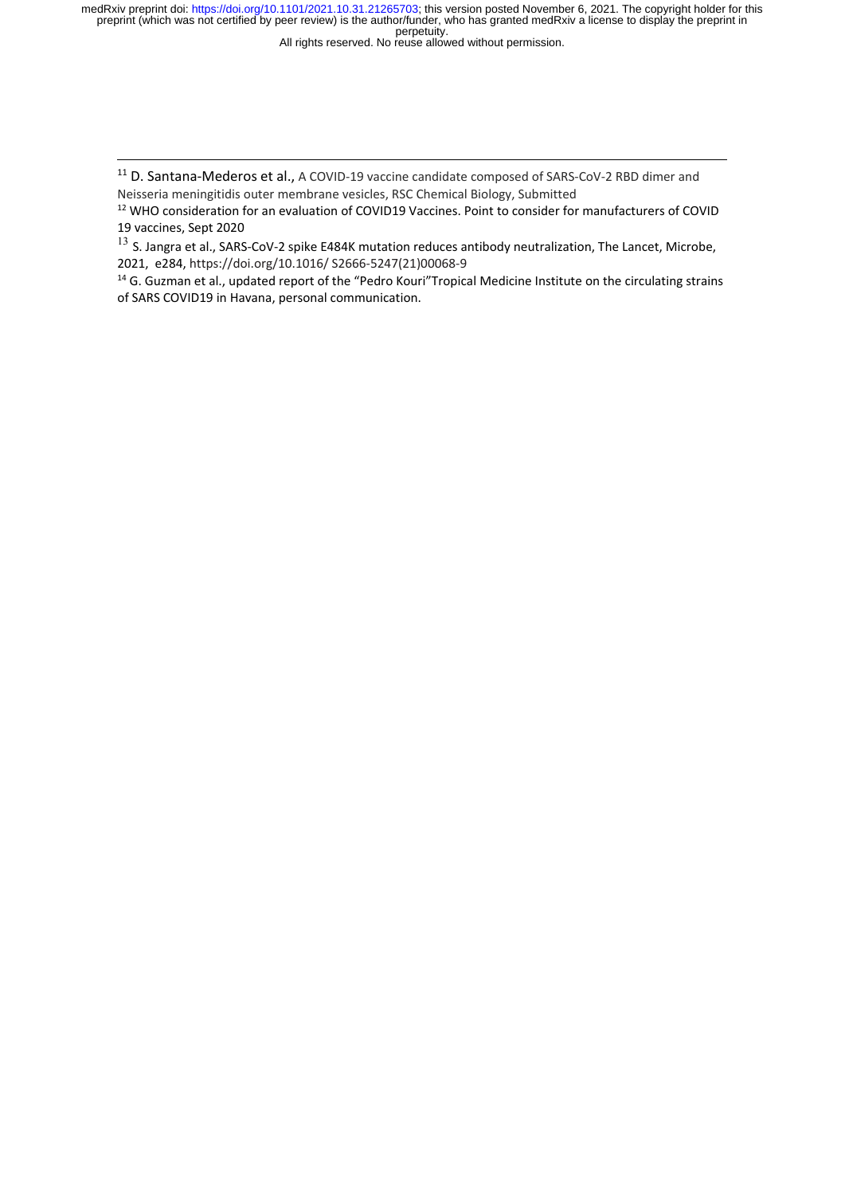[11] D. Santana-Mederos et al., A COVID-19 vaccine candidate composed of SARS-CoV-2 RBD dimer and Neisseria meningitidis outer membrane vesicles, RSC Chemical Biology, Submitted

[12] WHO consideration for an evaluation of COVID19 Vaccines. Point to consider for manufacturers of COVID 19 vaccines, Sept 2020

[13] S. Jangra et al., SARS-CoV-2 spike E484K mutation reduces antibody neutralization, The Lancet, Microbe, 2021, e284, https://doi.org/10.1016/ S2666-5247(21)00068-9

[14] G. Guzman et al., updated report of the "Pedro Kouri"Tropical Medicine Institute on the circulating strains of SARS COVID19 in Havana, personal communication.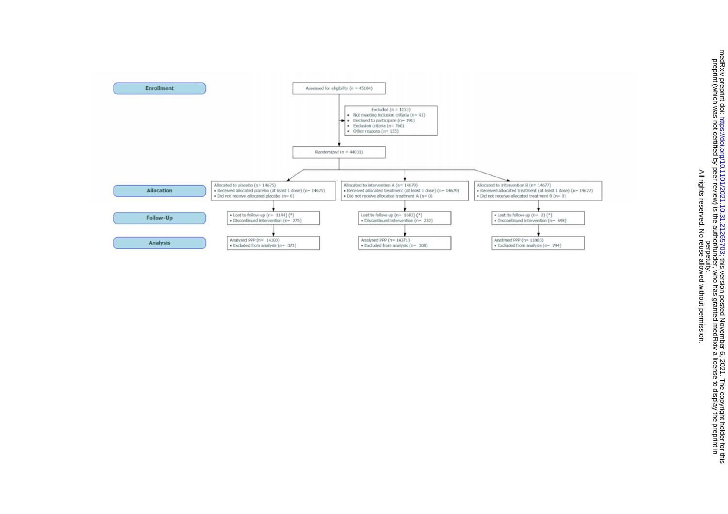**Enrollment**

Assessed for eligibility (n = 45184)

Excluded (n = 1153)
- Not meeting inclusion criteria (n= 41)
- Declined to participate (n= 191)
- Exclusion criteria (n= 766)
- Other reasons (n= 155)

Randomized (n = 44031)

**Allocation**

| Allocated to placebo (n= 14675) | Allocated to intervention A (n= 14679) | Allocated to intervention B (n= 14677) |
|---|---|---|
| • Received allocated placebo (at least 1 dose) (n= 14675) | • Received allocated treatment (at least 1 dose) (n= 14679) | • Received allocated treatment (at least 1 dose) (n= 14677) |
| • Did not receive allocated placebo (n= 0) | • Did not receive allocated treatment A (n= 0) | • Did not receive allocated treatment B (n= 0) |

**Follow-Up**

| Placebo | Intervention A | Intervention B |
|---|---|---|
| • Lost to follow-up (n= 1144) (*) | Lost to follow-up (n= 1683) (*) | • Lost to follow-up (n= 2) (*) |
| • Discontinued intervention (n= 275) | • Discontinued intervention (n= 232) | • Discontinued intervention (n= 698) |

**Analysis**

| Placebo | Intervention A | Intervention B |
|---|---|---|
| Analysed PPP (n= 14303) | Analysed PPP (n= 14371) | Analysed PPP (n= 13883) |
| • Excluded from analysis (n= 372) | • Excluded from analysis (n= 308) | • Excluded from analysis (n= 794) |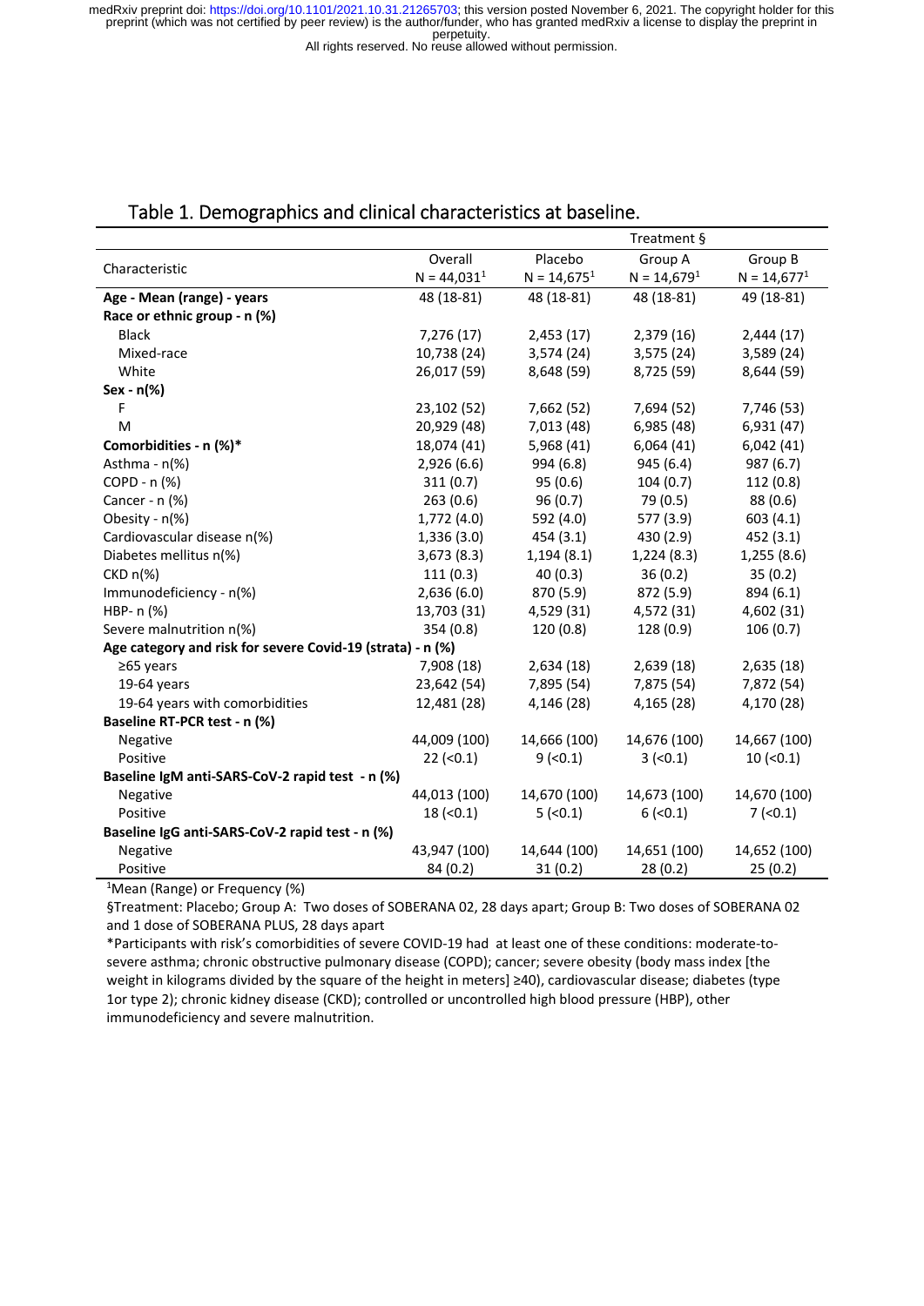## Table 1. Demographics and clinical characteristics at baseline.

| Characteristic | Overall N = 44,031[1] | Treatment § Placebo N = 14,675[1] | Group A N = 14,679[1] | Group B N = 14,677[1] |
|---|---|---|---|---|
| **Age - Mean (range) - years** | 48 (18-81) | 48 (18-81) | 48 (18-81) | 49 (18-81) |
| **Race or ethnic group - n (%)** | | | | |
| Black | 7,276 (17) | 2,453 (17) | 2,379 (16) | 2,444 (17) |
| Mixed-race | 10,738 (24) | 3,574 (24) | 3,575 (24) | 3,589 (24) |
| White | 26,017 (59) | 8,648 (59) | 8,725 (59) | 8,644 (59) |
| **Sex - n(%)** | | | | |
| F | 23,102 (52) | 7,662 (52) | 7,694 (52) | 7,746 (53) |
| M | 20,929 (48) | 7,013 (48) | 6,985 (48) | 6,931 (47) |
| **Comorbidities - n (%)*** | 18,074 (41) | 5,968 (41) | 6,064 (41) | 6,042 (41) |
| Asthma - n(%) | 2,926 (6.6) | 994 (6.8) | 945 (6.4) | 987 (6.7) |
| COPD - n (%) | 311 (0.7) | 95 (0.6) | 104 (0.7) | 112 (0.8) |
| Cancer - n (%) | 263 (0.6) | 96 (0.7) | 79 (0.5) | 88 (0.6) |
| Obesity - n(%) | 1,772 (4.0) | 592 (4.0) | 577 (3.9) | 603 (4.1) |
| Cardiovascular disease n(%) | 1,336 (3.0) | 454 (3.1) | 430 (2.9) | 452 (3.1) |
| Diabetes mellitus n(%) | 3,673 (8.3) | 1,194 (8.1) | 1,224 (8.3) | 1,255 (8.6) |
| CKD n(%) | 111 (0.3) | 40 (0.3) | 36 (0.2) | 35 (0.2) |
| Immunodeficiency - n(%) | 2,636 (6.0) | 870 (5.9) | 872 (5.9) | 894 (6.1) |
| HBP- n (%) | 13,703 (31) | 4,529 (31) | 4,572 (31) | 4,602 (31) |
| Severe malnutrition n(%) | 354 (0.8) | 120 (0.8) | 128 (0.9) | 106 (0.7) |
| **Age category and risk for severe Covid-19 (strata) - n (%)** | | | | |
| ≥65 years | 7,908 (18) | 2,634 (18) | 2,639 (18) | 2,635 (18) |
| 19-64 years | 23,642 (54) | 7,895 (54) | 7,875 (54) | 7,872 (54) |
| 19-64 years with comorbidities | 12,481 (28) | 4,146 (28) | 4,165 (28) | 4,170 (28) |
| **Baseline RT-PCR test - n (%)** | | | | |
| Negative | 44,009 (100) | 14,666 (100) | 14,676 (100) | 14,667 (100) |
| Positive | 22 (<0.1) | 9 (<0.1) | 3 (<0.1) | 10 (<0.1) |
| **Baseline IgM anti-SARS-CoV-2 rapid test - n (%)** | | | | |
| Negative | 44,013 (100) | 14,670 (100) | 14,673 (100) | 14,670 (100) |
| Positive | 18 (<0.1) | 5 (<0.1) | 6 (<0.1) | 7 (<0.1) |
| **Baseline IgG anti-SARS-CoV-2 rapid test - n (%)** | | | | |
| Negative | 43,947 (100) | 14,644 (100) | 14,651 (100) | 14,652 (100) |
| Positive | 84 (0.2) | 31 (0.2) | 28 (0.2) | 25 (0.2) |

[1]Mean (Range) or Frequency (%)

§Treatment: Placebo; Group A: Two doses of SOBERANA 02, 28 days apart; Group B: Two doses of SOBERANA 02 and 1 dose of SOBERANA PLUS, 28 days apart

*Participants with risk's comorbidities of severe COVID-19 had at least one of these conditions: moderate-to-severe asthma; chronic obstructive pulmonary disease (COPD); cancer; severe obesity (body mass index [the weight in kilograms divided by the square of the height in meters] ≥40), cardiovascular disease; diabetes (type 1or type 2); chronic kidney disease (CKD); controlled or uncontrolled high blood pressure (HBP), other immunodeficiency and severe malnutrition.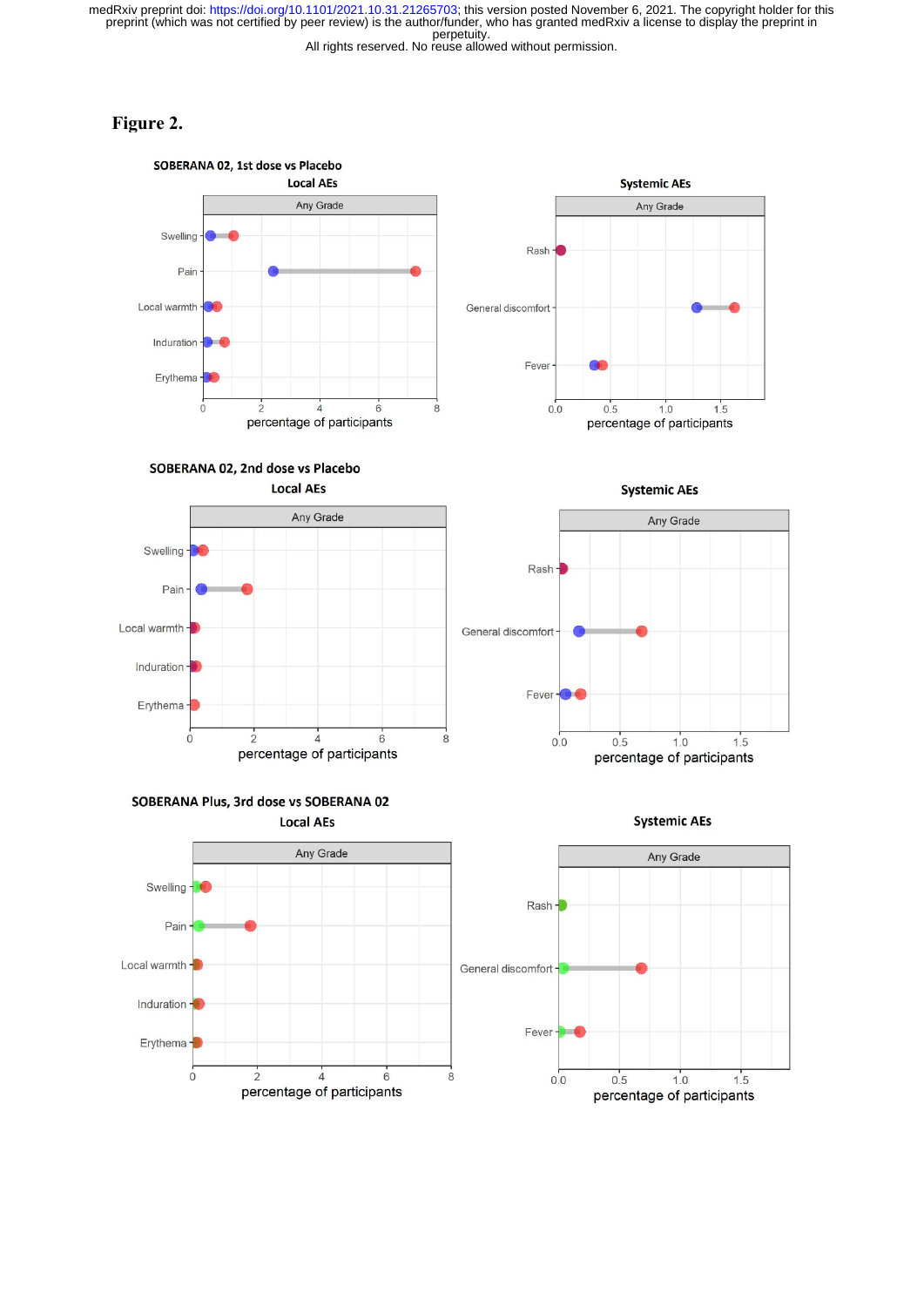# Figure 2.

### SOBERANA 02, 1st dose vs Placebo

**Local AEs**

Any Grade

Swelling

Pain

Local warmth

Induration

Erythema

0 2 4 6 8

percentage of participants

**Systemic AEs**

Any Grade

Rash

General discomfort

Fever

0.0 0.5 1.0 1.5

percentage of participants

### SOBERANA 02, 2nd dose vs Placebo

**Local AEs**

Any Grade

Swelling

Pain

Local warmth

Induration

Erythema

0 2 4 6 8

percentage of participants

**Systemic AEs**

Any Grade

Rash

General discomfort

Fever

0.0 0.5 1.0 1.5

percentage of participants

### SOBERANA Plus, 3rd dose vs SOBERANA 02

**Local AEs**

Any Grade

Swelling

Pain

Local warmth

Induration

Erythema

0 2 4 6 8

percentage of participants

**Systemic AEs**

Any Grade

Rash

General discomfort

Fever

0.0 0.5 1.0 1.5

percentage of participants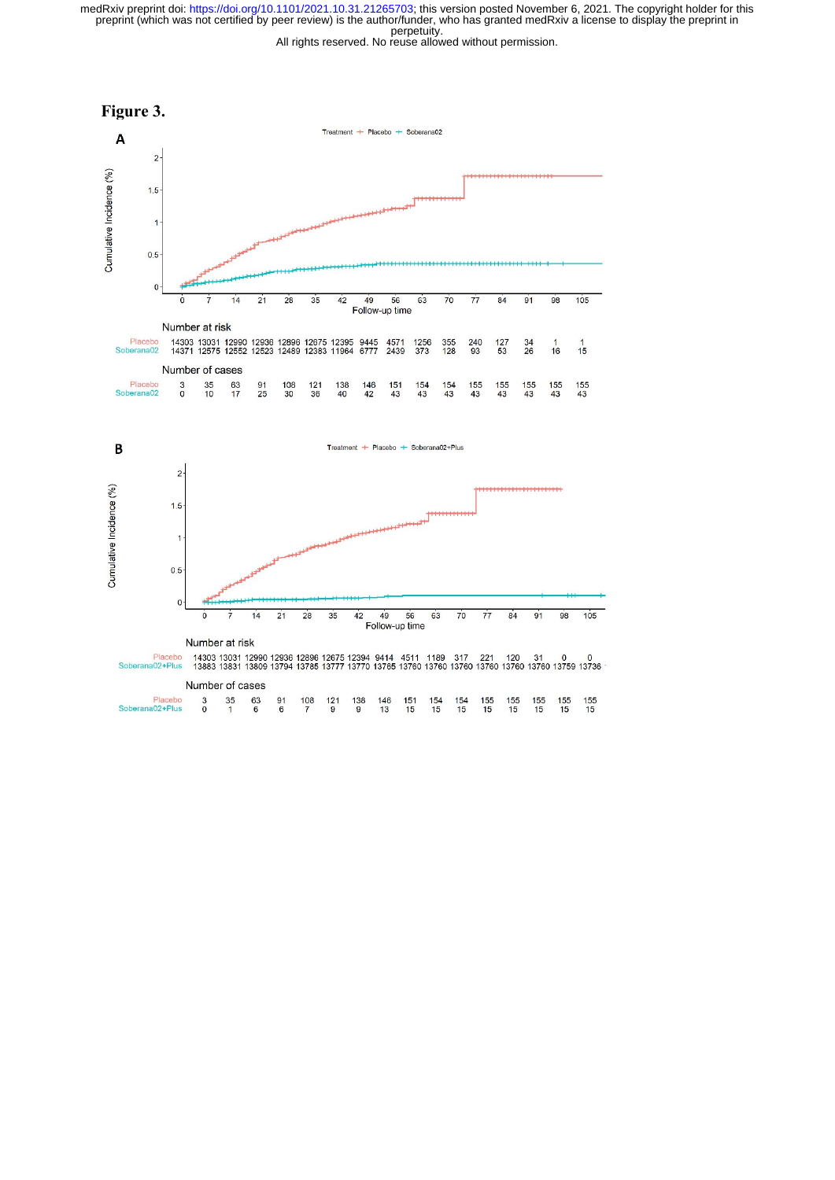# Figure 3.

**A**

Treatment + Placebo + Soberana02

Number at risk

| | 0 | 7 | 14 | 21 | 28 | 35 | 42 | 49 | 56 | 63 | 70 | 77 | 84 | 91 | 98 | 105 |
|---|---|---|---|---|---|---|---|---|---|---|---|---|---|---|---|---|
| Placebo | 14303 | 13031 | 12990 | 12936 | 12896 | 12675 | 12395 | 9445 | 4571 | 1256 | 355 | 240 | 127 | 34 | 1 | 1 |
| Soberana02 | 14371 | 12575 | 12552 | 12523 | 12489 | 12383 | 11964 | 6777 | 2439 | 373 | 128 | 93 | 53 | 26 | 16 | 15 |

Number of cases

| | 0 | 7 | 14 | 21 | 28 | 35 | 42 | 49 | 56 | 63 | 70 | 77 | 84 | 91 | 98 | 105 |
|---|---|---|---|---|---|---|---|---|---|---|---|---|---|---|---|---|
| Placebo | 3 | 35 | 63 | 91 | 108 | 121 | 138 | 146 | 151 | 154 | 154 | 155 | 155 | 155 | 155 | 155 |
| Soberana02 | 0 | 10 | 17 | 25 | 30 | 36 | 40 | 42 | 43 | 43 | 43 | 43 | 43 | 43 | 43 | 43 |

**B**

Treatment + Placebo + Soberana02+Plus

Number at risk

| | 0 | 7 | 14 | 21 | 28 | 35 | 42 | 49 | 56 | 63 | 70 | 77 | 84 | 91 | 98 | 105 |
|---|---|---|---|---|---|---|---|---|---|---|---|---|---|---|---|---|
| Placebo | 14303 | 13031 | 12990 | 12936 | 12896 | 12675 | 12394 | 9414 | 4511 | 1189 | 317 | 221 | 120 | 31 | 0 | 0 |
| Soberana02+Plus | 13883 | 13831 | 13809 | 13794 | 13785 | 13777 | 13770 | 13765 | 13760 | 13760 | 13760 | 13760 | 13760 | 13760 | 13759 | 13736 |

Number of cases

| | 0 | 7 | 14 | 21 | 28 | 35 | 42 | 49 | 56 | 63 | 70 | 77 | 84 | 91 | 98 | 105 |
|---|---|---|---|---|---|---|---|---|---|---|---|---|---|---|---|---|
| Placebo | 3 | 35 | 63 | 91 | 108 | 121 | 138 | 146 | 151 | 154 | 154 | 155 | 155 | 155 | 155 | 155 |
| Soberana02+Plus | 0 | 1 | 6 | 6 | 7 | 9 | 9 | 13 | 15 | 15 | 15 | 15 | 15 | 15 | 15 | 15 |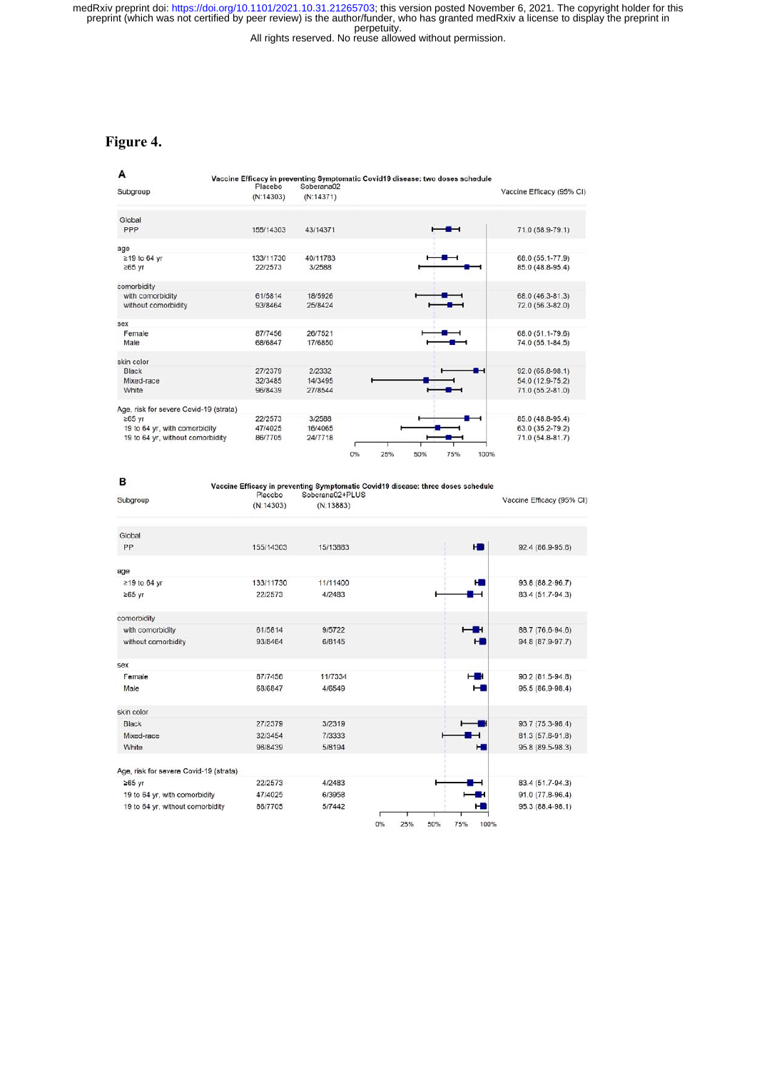# Figure 4.

**A**

Vaccine Efficacy in preventing Symptomatic Covid19 disease: two doses schedule

| Subgroup | Placebo (N:14303) | Soberana02 (N:14371) | Vaccine Efficacy (95% CI) |
|---|---|---|---|
| **Global** | | | |
| PPP | 155/14303 | 43/14371 | 71.0 (58.9-79.1) |
| **age** | | | |
| ≥19 to 64 yr | 133/11730 | 40/11783 | 68.0 (55.1-77.9) |
| ≥65 yr | 22/2573 | 3/2588 | 85.0 (48.8-95.4) |
| **comorbidity** | | | |
| with comorbidity | 61/5814 | 18/5926 | 68.0 (46.3-81.3) |
| without comorbidity | 93/8464 | 25/8424 | 72.0 (56.3-82.0) |
| **sex** | | | |
| Female | 87/7456 | 26/7521 | 68.0 (51.1-79.6) |
| Male | 68/6847 | 17/6850 | 74.0 (55.1-84.5) |
| **skin color** | | | |
| Black | 27/2379 | 2/2332 | 92.0 (65.8-98.1) |
| Mixed-race | 32/3485 | 14/3495 | 54.0 (12.9-75.2) |
| White | 96/8439 | 27/8544 | 71.0 (55.2-81.0) |
| **Age, risk for severe Covid-19 (strata)** | | | |
| ≥65 yr | 22/2573 | 3/2588 | 85.0 (48.8-95.4) |
| 19 to 64 yr, with comorbidity | 47/4025 | 16/4065 | 63.0 (35.2-79.2) |
| 19 to 64 yr, without comorbidity | 86/7705 | 24/7718 | 71.0 (54.8-81.7) |

**B**

Vaccine Efficacy in preventing Symptomatic Covid19 disease: three doses schedule

| Subgroup | Placebo (N:14303) | Soberana02+PLUS (N:13883) | Vaccine Efficacy (95% CI) |
|---|---|---|---|
| **Global** | | | |
| PP | 155/14303 | 15/13883 | 92.4 (86.9-95.6) |
| **age** | | | |
| ≥19 to 64 yr | 133/11730 | 11/11400 | 93.8 (88.2-96.7) |
| ≥65 yr | 22/2573 | 4/2483 | 83.4 (51.7-94.3) |
| **comorbidity** | | | |
| with comorbidity | 61/5814 | 9/5722 | 88.7 (76.6-94.6) |
| without comorbidity | 93/8464 | 6/8145 | 94.8 (87.9-97.7) |
| **sex** | | | |
| Female | 87/7456 | 11/7334 | 90.2 (81.5-94.8) |
| Male | 68/6847 | 4/6549 | 95.5 (86.9-98.4) |
| **skin color** | | | |
| Black | 27/2379 | 3/2319 | 93.7 (75.3-98.4) |
| Mixed-race | 32/3454 | 7/3333 | 81.3 (57.8-91.8) |
| White | 96/8439 | 5/8194 | 95.8 (89.5-98.3) |
| **Age, risk for severe Covid-19 (strata)** | | | |
| ≥65 yr | 22/2573 | 4/2483 | 83.4 (51.7-94.3) |
| 19 to 64 yr, with comorbidity | 47/4025 | 6/3958 | 91.0 (77.8-96.4) |
| 19 to 64 yr, without comorbidity | 86/7705 | 5/7442 | 95.3 (88.4-98.1) |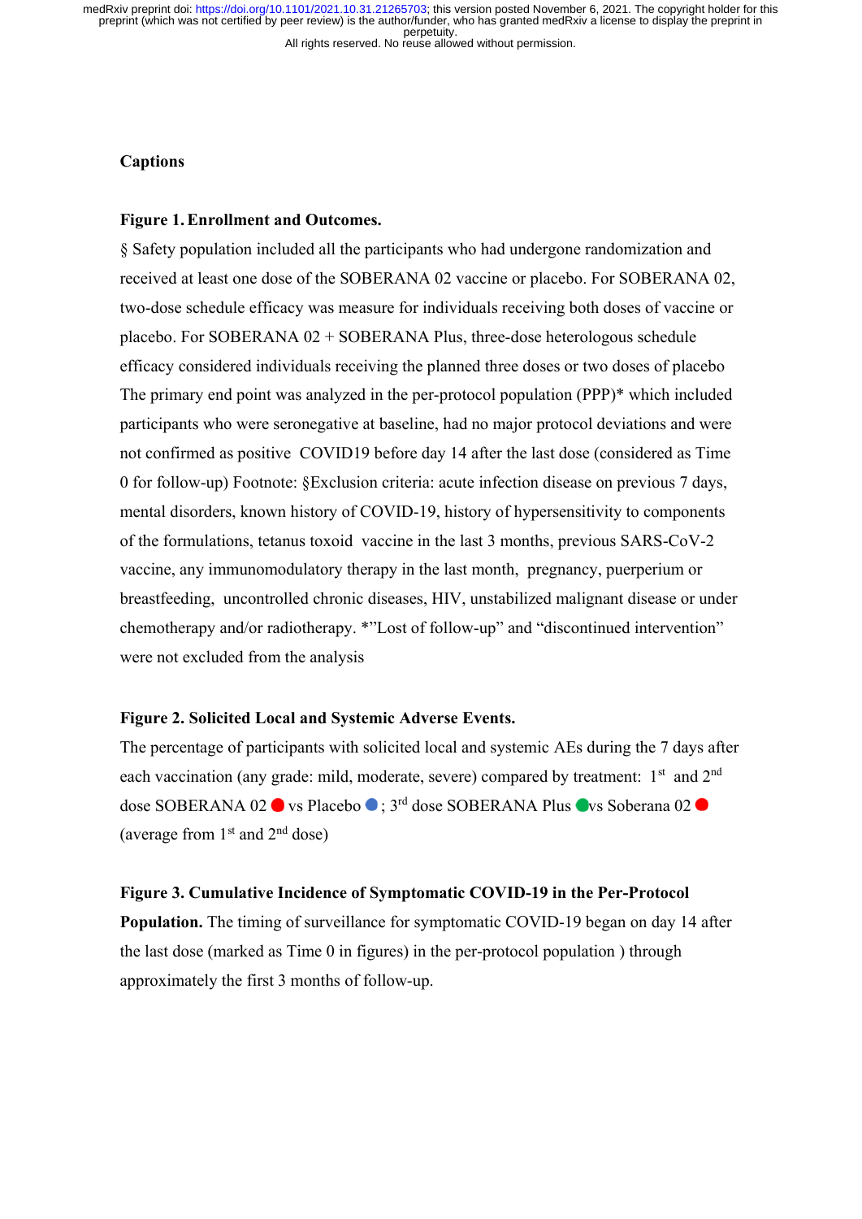**Captions**

**Figure 1. Enrollment and Outcomes.**

§ Safety population included all the participants who had undergone randomization and received at least one dose of the SOBERANA 02 vaccine or placebo. For SOBERANA 02, two-dose schedule efficacy was measure for individuals receiving both doses of vaccine or placebo. For SOBERANA 02 + SOBERANA Plus, three-dose heterologous schedule efficacy considered individuals receiving the planned three doses or two doses of placebo The primary end point was analyzed in the per-protocol population (PPP)* which included participants who were seronegative at baseline, had no major protocol deviations and were not confirmed as positive COVID19 before day 14 after the last dose (considered as Time 0 for follow-up) Footnote: §Exclusion criteria: acute infection disease on previous 7 days, mental disorders, known history of COVID-19, history of hypersensitivity to components of the formulations, tetanus toxoid vaccine in the last 3 months, previous SARS-CoV-2 vaccine, any immunomodulatory therapy in the last month, pregnancy, puerperium or breastfeeding, uncontrolled chronic diseases, HIV, unstabilized malignant disease or under chemotherapy and/or radiotherapy. *"Lost of follow-up" and "discontinued intervention" were not excluded from the analysis

**Figure 2. Solicited Local and Systemic Adverse Events.**

The percentage of participants with solicited local and systemic AEs during the 7 days after each vaccination (any grade: mild, moderate, severe) compared by treatment: 1st and 2nd dose SOBERANA 02 🔴 vs Placebo 🔵; 3rd dose SOBERANA Plus 🟢vs Soberana 02 🔴 (average from 1st and 2nd dose)

**Figure 3. Cumulative Incidence of Symptomatic COVID-19 in the Per-Protocol Population.** The timing of surveillance for symptomatic COVID-19 began on day 14 after the last dose (marked as Time 0 in figures) in the per-protocol population ) through approximately the first 3 months of follow-up.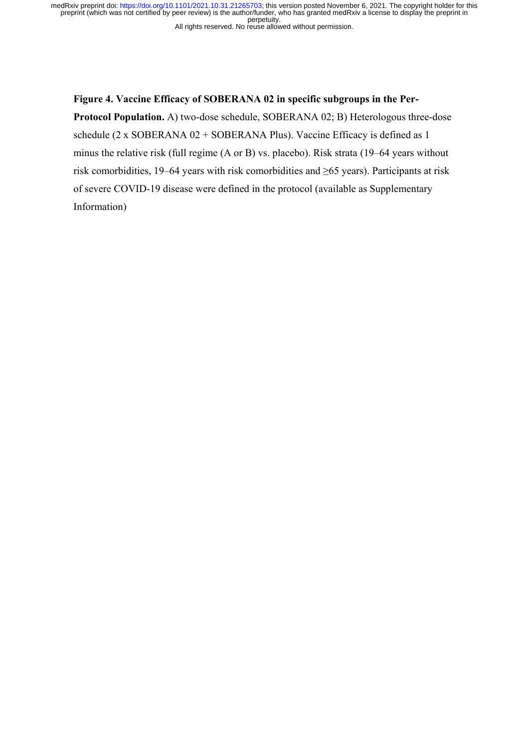**Figure 4. Vaccine Efficacy of SOBERANA 02 in specific subgroups in the Per-Protocol Population.** A) two-dose schedule, SOBERANA 02; B) Heterologous three-dose schedule (2 x SOBERANA 02 + SOBERANA Plus). Vaccine Efficacy is defined as 1 minus the relative risk (full regime (A or B) vs. placebo). Risk strata (19–64 years without risk comorbidities, 19–64 years with risk comorbidities and ≥65 years). Participants at risk of severe COVID-19 disease were defined in the protocol (available as Supplementary Information)